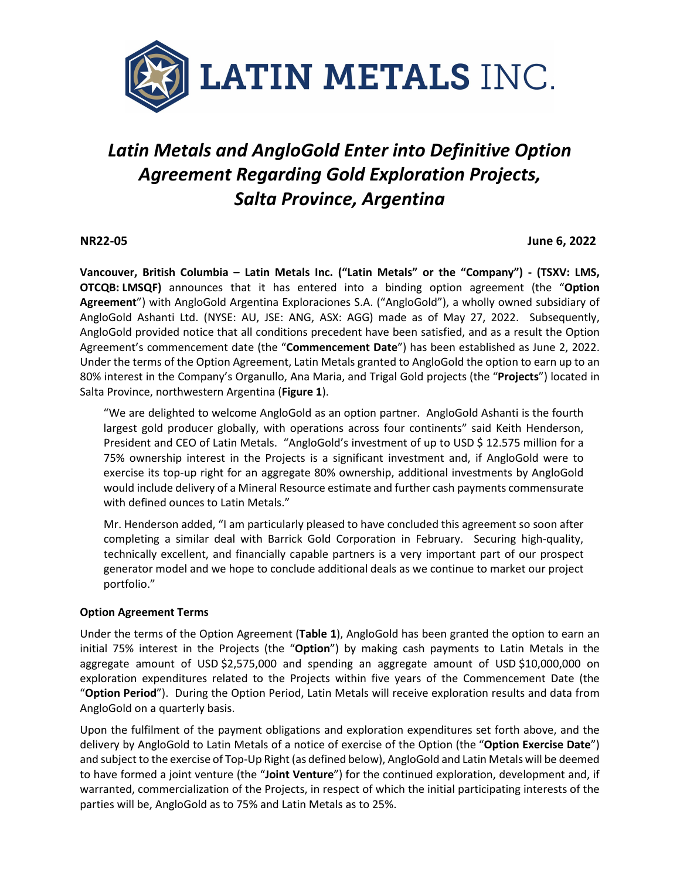# Latin Metals and AngloGold Enter into Definitive Option Agreement Regarding Gold Exploration Projects, Salta Province, Argentina

**NR22-05** **June 6, 2022**

**Vancouver, British Columbia – Latin Metals Inc. ("Latin Metals" or the "Company") - (TSXV: LMS, OTCQB: LMSQF)** announces that it has entered into a binding option agreement (the "**Option Agreement**") with AngloGold Argentina Exploraciones S.A. ("AngloGold"), a wholly owned subsidiary of AngloGold Ashanti Ltd. (NYSE: AU, JSE: ANG, ASX: AGG) made as of May 27, 2022. Subsequently, AngloGold provided notice that all conditions precedent have been satisfied, and as a result the Option Agreement's commencement date (the "**Commencement Date**") has been established as June 2, 2022. Under the terms of the Option Agreement, Latin Metals granted to AngloGold the option to earn up to an 80% interest in the Company's Organullo, Ana Maria, and Trigal Gold projects (the "**Projects**") located in Salta Province, northwestern Argentina (**Figure 1**).

> "We are delighted to welcome AngloGold as an option partner. AngloGold Ashanti is the fourth largest gold producer globally, with operations across four continents" said Keith Henderson, President and CEO of Latin Metals. "AngloGold's investment of up to USD $ 12.575 million for a 75% ownership interest in the Projects is a significant investment and, if AngloGold were to exercise its top-up right for an aggregate 80% ownership, additional investments by AngloGold would include delivery of a Mineral Resource estimate and further cash payments commensurate with defined ounces to Latin Metals."
>
> Mr. Henderson added, "I am particularly pleased to have concluded this agreement so soon after completing a similar deal with Barrick Gold Corporation in February. Securing high-quality, technically excellent, and financially capable partners is a very important part of our prospect generator model and we hope to conclude additional deals as we continue to market our project portfolio."

**Option Agreement Terms**

Under the terms of the Option Agreement (**Table 1**), AngloGold has been granted the option to earn an initial 75% interest in the Projects (the "**Option**") by making cash payments to Latin Metals in the aggregate amount of USD $2,575,000 and spending an aggregate amount of USD $10,000,000 on exploration expenditures related to the Projects within five years of the Commencement Date (the "**Option Period**"). During the Option Period, Latin Metals will receive exploration results and data from AngloGold on a quarterly basis.

Upon the fulfilment of the payment obligations and exploration expenditures set forth above, and the delivery by AngloGold to Latin Metals of a notice of exercise of the Option (the "**Option Exercise Date**") and subject to the exercise of Top-Up Right (as defined below), AngloGold and Latin Metals will be deemed to have formed a joint venture (the "**Joint Venture**") for the continued exploration, development and, if warranted, commercialization of the Projects, in respect of which the initial participating interests of the parties will be, AngloGold as to 75% and Latin Metals as to 25%.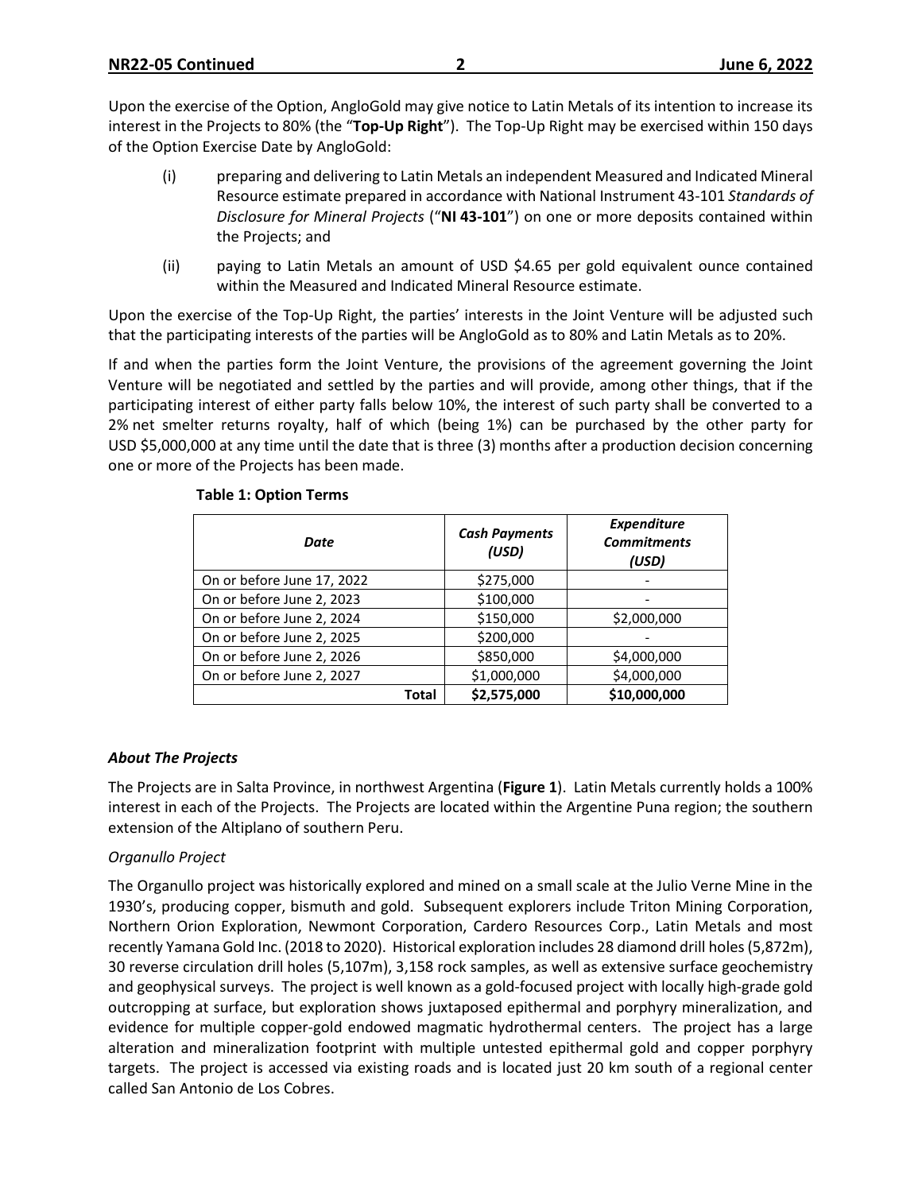Upon the exercise of the Option, AngloGold may give notice to Latin Metals of its intention to increase its interest in the Projects to 80% (the "**Top-Up Right**"). The Top-Up Right may be exercised within 150 days of the Option Exercise Date by AngloGold:

(i) preparing and delivering to Latin Metals an independent Measured and Indicated Mineral Resource estimate prepared in accordance with National Instrument 43-101 *Standards of Disclosure for Mineral Projects* ("**NI 43-101**") on one or more deposits contained within the Projects; and

(ii) paying to Latin Metals an amount of USD $4.65 per gold equivalent ounce contained within the Measured and Indicated Mineral Resource estimate.

Upon the exercise of the Top-Up Right, the parties' interests in the Joint Venture will be adjusted such that the participating interests of the parties will be AngloGold as to 80% and Latin Metals as to 20%.

If and when the parties form the Joint Venture, the provisions of the agreement governing the Joint Venture will be negotiated and settled by the parties and will provide, among other things, that if the participating interest of either party falls below 10%, the interest of such party shall be converted to a 2% net smelter returns royalty, half of which (being 1%) can be purchased by the other party for USD $5,000,000 at any time until the date that is three (3) months after a production decision concerning one or more of the Projects has been made.

**Table 1: Option Terms**

| *Date* | *Cash Payments (USD)* | *Expenditure Commitments (USD)* |
|---|---|---|
| On or before June 17, 2022 | $275,000 | - |
| On or before June 2, 2023 | $100,000 | - |
| On or before June 2, 2024 | $150,000 | $2,000,000 |
| On or before June 2, 2025 | $200,000 | - |
| On or before June 2, 2026 | $850,000 | $4,000,000 |
| On or before June 2, 2027 | $1,000,000 | $4,000,000 |
| **Total** | **$2,575,000** | **$10,000,000** |

### *About The Projects*

The Projects are in Salta Province, in northwest Argentina (**Figure 1**). Latin Metals currently holds a 100% interest in each of the Projects. The Projects are located within the Argentine Puna region; the southern extension of the Altiplano of southern Peru.

*Organullo Project*

The Organullo project was historically explored and mined on a small scale at the Julio Verne Mine in the 1930's, producing copper, bismuth and gold. Subsequent explorers include Triton Mining Corporation, Northern Orion Exploration, Newmont Corporation, Cardero Resources Corp., Latin Metals and most recently Yamana Gold Inc. (2018 to 2020). Historical exploration includes 28 diamond drill holes (5,872m), 30 reverse circulation drill holes (5,107m), 3,158 rock samples, as well as extensive surface geochemistry and geophysical surveys. The project is well known as a gold-focused project with locally high-grade gold outcropping at surface, but exploration shows juxtaposed epithermal and porphyry mineralization, and evidence for multiple copper-gold endowed magmatic hydrothermal centers. The project has a large alteration and mineralization footprint with multiple untested epithermal gold and copper porphyry targets. The project is accessed via existing roads and is located just 20 km south of a regional center called San Antonio de Los Cobres.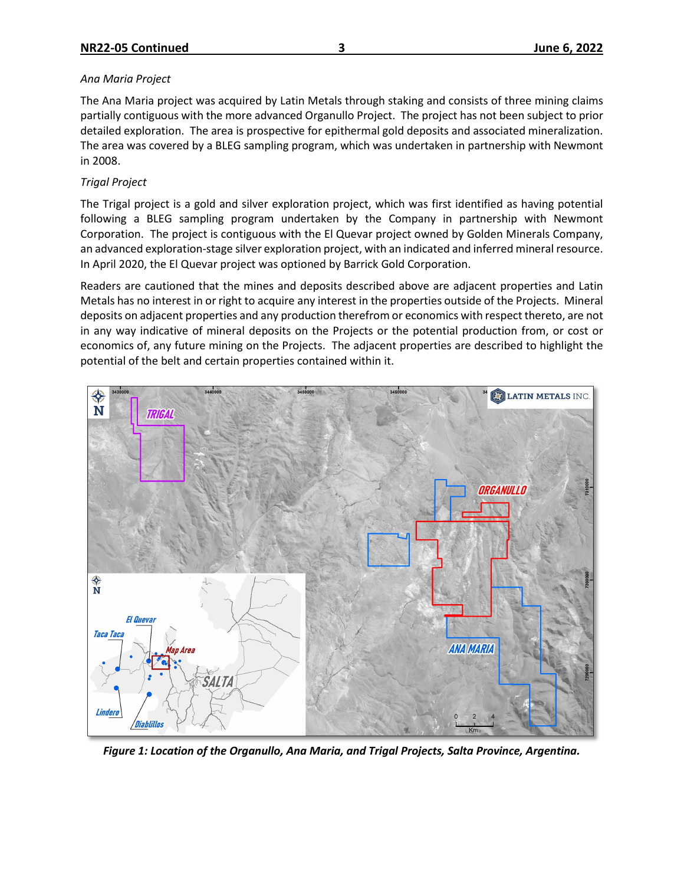*Ana Maria Project*

The Ana Maria project was acquired by Latin Metals through staking and consists of three mining claims partially contiguous with the more advanced Organullo Project. The project has not been subject to prior detailed exploration. The area is prospective for epithermal gold deposits and associated mineralization. The area was covered by a BLEG sampling program, which was undertaken in partnership with Newmont in 2008.

*Trigal Project*

The Trigal project is a gold and silver exploration project, which was first identified as having potential following a BLEG sampling program undertaken by the Company in partnership with Newmont Corporation. The project is contiguous with the El Quevar project owned by Golden Minerals Company, an advanced exploration-stage silver exploration project, with an indicated and inferred mineral resource. In April 2020, the El Quevar project was optioned by Barrick Gold Corporation.

Readers are cautioned that the mines and deposits described above are adjacent properties and Latin Metals has no interest in or right to acquire any interest in the properties outside of the Projects. Mineral deposits on adjacent properties and any production therefrom or economics with respect thereto, are not in any way indicative of mineral deposits on the Projects or the potential production from, or cost or economics of, any future mining on the Projects. The adjacent properties are described to highlight the potential of the belt and certain properties contained within it.

***Figure 1: Location of the Organullo, Ana Maria, and Trigal Projects, Salta Province, Argentina.***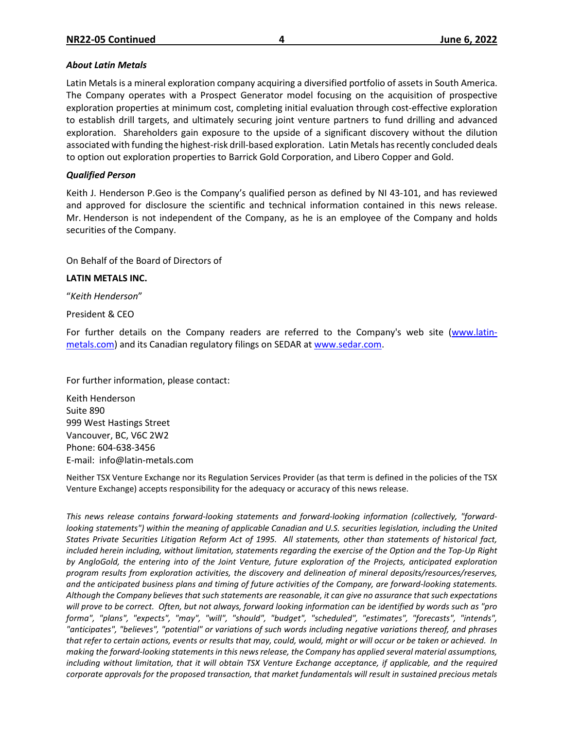### *About Latin Metals*

Latin Metals is a mineral exploration company acquiring a diversified portfolio of assets in South America. The Company operates with a Prospect Generator model focusing on the acquisition of prospective exploration properties at minimum cost, completing initial evaluation through cost-effective exploration to establish drill targets, and ultimately securing joint venture partners to fund drilling and advanced exploration. Shareholders gain exposure to the upside of a significant discovery without the dilution associated with funding the highest-risk drill-based exploration. Latin Metals has recently concluded deals to option out exploration properties to Barrick Gold Corporation, and Libero Copper and Gold.

### *Qualified Person*

Keith J. Henderson P.Geo is the Company's qualified person as defined by NI 43-101, and has reviewed and approved for disclosure the scientific and technical information contained in this news release. Mr. Henderson is not independent of the Company, as he is an employee of the Company and holds securities of the Company.

On Behalf of the Board of Directors of

**LATIN METALS INC.**

"*Keith Henderson*"

President & CEO

For further details on the Company readers are referred to the Company's web site (www.latin-metals.com) and its Canadian regulatory filings on SEDAR at www.sedar.com.

For further information, please contact:

Keith Henderson
Suite 890
999 West Hastings Street
Vancouver, BC, V6C 2W2
Phone: 604-638-3456
E-mail: info@latin-metals.com

Neither TSX Venture Exchange nor its Regulation Services Provider (as that term is defined in the policies of the TSX Venture Exchange) accepts responsibility for the adequacy or accuracy of this news release.

*This news release contains forward-looking statements and forward-looking information (collectively, "forward-looking statements") within the meaning of applicable Canadian and U.S. securities legislation, including the United States Private Securities Litigation Reform Act of 1995. All statements, other than statements of historical fact, included herein including, without limitation, statements regarding the exercise of the Option and the Top-Up Right by AngloGold, the entering into of the Joint Venture, future exploration of the Projects, anticipated exploration program results from exploration activities, the discovery and delineation of mineral deposits/resources/reserves, and the anticipated business plans and timing of future activities of the Company, are forward-looking statements. Although the Company believes that such statements are reasonable, it can give no assurance that such expectations will prove to be correct. Often, but not always, forward looking information can be identified by words such as "pro forma", "plans", "expects", "may", "will", "should", "budget", "scheduled", "estimates", "forecasts", "intends", "anticipates", "believes", "potential" or variations of such words including negative variations thereof, and phrases that refer to certain actions, events or results that may, could, would, might or will occur or be taken or achieved. In making the forward-looking statements in this news release, the Company has applied several material assumptions, including without limitation, that it will obtain TSX Venture Exchange acceptance, if applicable, and the required corporate approvals for the proposed transaction, that market fundamentals will result in sustained precious metals*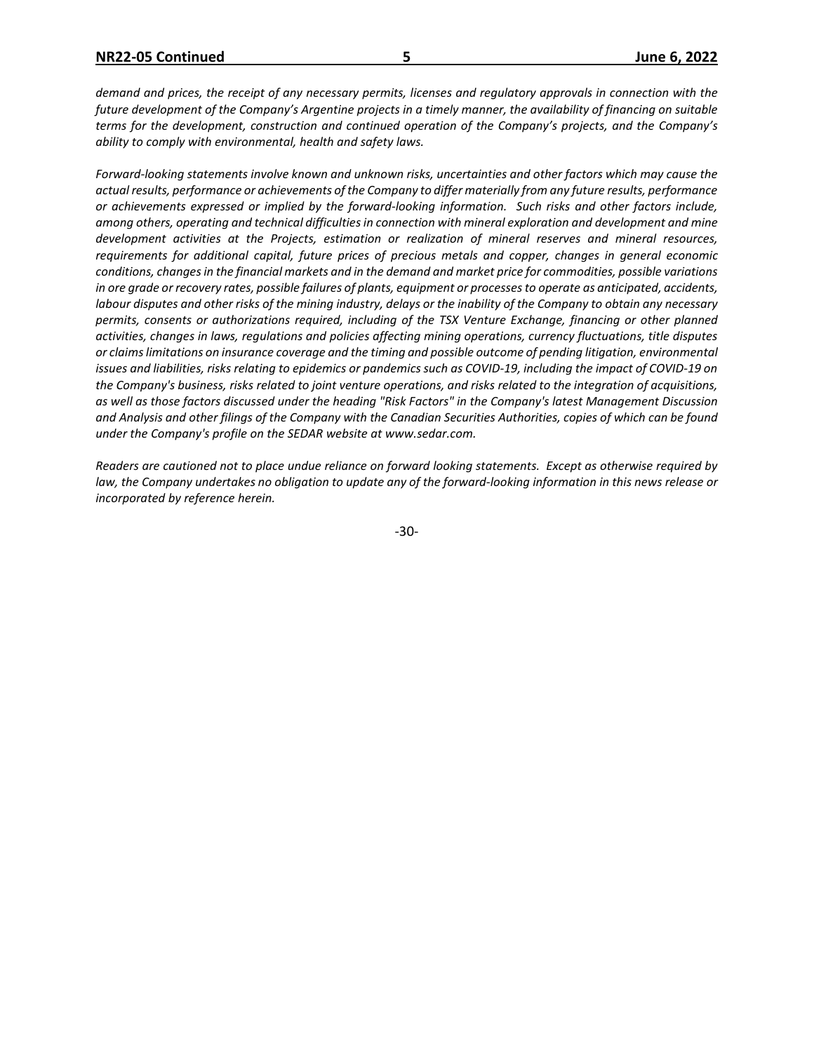*demand and prices, the receipt of any necessary permits, licenses and regulatory approvals in connection with the future development of the Company's Argentine projects in a timely manner, the availability of financing on suitable terms for the development, construction and continued operation of the Company's projects, and the Company's ability to comply with environmental, health and safety laws.*

*Forward-looking statements involve known and unknown risks, uncertainties and other factors which may cause the actual results, performance or achievements of the Company to differ materially from any future results, performance or achievements expressed or implied by the forward-looking information. Such risks and other factors include, among others, operating and technical difficulties in connection with mineral exploration and development and mine development activities at the Projects, estimation or realization of mineral reserves and mineral resources, requirements for additional capital, future prices of precious metals and copper, changes in general economic conditions, changes in the financial markets and in the demand and market price for commodities, possible variations in ore grade or recovery rates, possible failures of plants, equipment or processes to operate as anticipated, accidents, labour disputes and other risks of the mining industry, delays or the inability of the Company to obtain any necessary permits, consents or authorizations required, including of the TSX Venture Exchange, financing or other planned activities, changes in laws, regulations and policies affecting mining operations, currency fluctuations, title disputes or claims limitations on insurance coverage and the timing and possible outcome of pending litigation, environmental issues and liabilities, risks relating to epidemics or pandemics such as COVID-19, including the impact of COVID-19 on the Company's business, risks related to joint venture operations, and risks related to the integration of acquisitions, as well as those factors discussed under the heading "Risk Factors" in the Company's latest Management Discussion and Analysis and other filings of the Company with the Canadian Securities Authorities, copies of which can be found under the Company's profile on the SEDAR website at www.sedar.com.*

*Readers are cautioned not to place undue reliance on forward looking statements. Except as otherwise required by law, the Company undertakes no obligation to update any of the forward-looking information in this news release or incorporated by reference herein.*

-30-